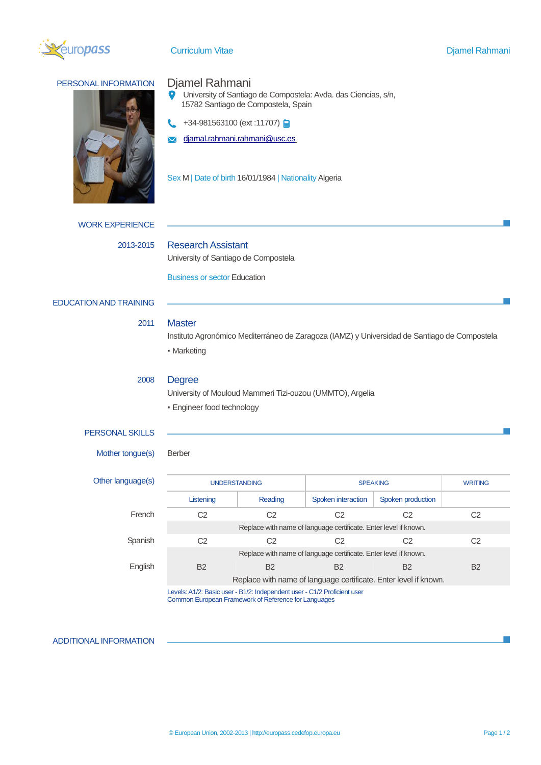# Curriculum Vitae

## PERSONAL INFORMATION

**Djamel Rahmani**

University of Santiago de Compostela: Avda. das Ciencias, s/n, 15782 Santiago de Compostela, Spain

+34-981563100 (ext :11707)

djamal.rahmani.rahmani@usc.es

Sex M | Date of birth 16/01/1984 | Nationality Algeria

## WORK EXPERIENCE

**2013-2015**

### Research Assistant

University of Santiago de Compostela

Business or sector Education

## EDUCATION AND TRAINING

**2011**

### Master

Instituto Agronómico Mediterráneo de Zaragoza (IAMZ) y Universidad de Santiago de Compostela

- Marketing

**2008**

### Degree

University of Mouloud Mammeri Tizi-ouzou (UMMTO), Argelia

- Engineer food technology

## PERSONAL SKILLS

Mother tongue(s): Berber

Other language(s):

| | UNDERSTANDING | | SPEAKING | | WRITING |
|---|---|---|---|---|---|
| | Listening | Reading | Spoken interaction | Spoken production | |
| French | C2 | C2 | C2 | C2 | C2 |
| | Replace with name of language certificate. Enter level if known. | | | | |
| Spanish | C2 | C2 | C2 | C2 | C2 |
| | Replace with name of language certificate. Enter level if known. | | | | |
| English | B2 | B2 | B2 | B2 | B2 |
| | Replace with name of language certificate. Enter level if known. | | | | |

Levels: A1/2: Basic user - B1/2: Independent user - C1/2 Proficient user
Common European Framework of Reference for Languages

## ADDITIONAL INFORMATION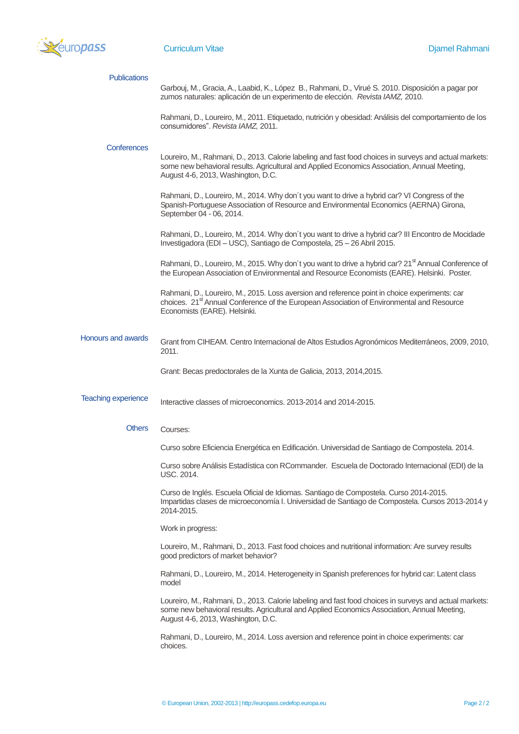## Publications

Garbouj, M., Gracia, A., Laabid, K., López B., Rahmani, D., Virué S. 2010. Disposición a pagar por zumos naturales: aplicación de un experimento de elección. *Revista IAMZ,* 2010.

Rahmani, D., Loureiro, M., 2011. Etiquetado, nutrición y obesidad: Análisis del comportamiento de los consumidores". *Revista IAMZ,* 2011.

## Conferences

Loureiro, M., Rahmani, D., 2013. Calorie labeling and fast food choices in surveys and actual markets: some new behavioral results. Agricultural and Applied Economics Association, Annual Meeting, August 4-6, 2013, Washington, D.C.

Rahmani, D., Loureiro, M., 2014. Why don´t you want to drive a hybrid car? VI Congress of the Spanish-Portuguese Association of Resource and Environmental Economics (AERNA) Girona, September 04 - 06, 2014.

Rahmani, D., Loureiro, M., 2014. Why don´t you want to drive a hybrid car? III Encontro de Mocidade Investigadora (EDI – USC), Santiago de Compostela, 25 – 26 Abril 2015.

Rahmani, D., Loureiro, M., 2015. Why don´t you want to drive a hybrid car? 21st Annual Conference of the European Association of Environmental and Resource Economists (EARE). Helsinki. Poster.

Rahmani, D., Loureiro, M., 2015. Loss aversion and reference point in choice experiments: car choices. 21st Annual Conference of the European Association of Environmental and Resource Economists (EARE). Helsinki.

## Honours and awards

Grant from CIHEAM. Centro Internacional de Altos Estudios Agronómicos Mediterráneos, 2009, 2010, 2011.

Grant: Becas predoctorales de la Xunta de Galicia, 2013, 2014,2015.

## Teaching experience

Interactive classes of microeconomics. 2013-2014 and 2014-2015.

## Others

Courses:

Curso sobre Eficiencia Energética en Edificación. Universidad de Santiago de Compostela. 2014.

Curso sobre Análisis Estadística con RCommander. Escuela de Doctorado Internacional (EDI) de la USC. 2014.

Curso de Inglés. Escuela Oficial de Idiomas. Santiago de Compostela. Curso 2014-2015.
Impartidas clases de microeconomía I. Universidad de Santiago de Compostela. Cursos 2013-2014 y 2014-2015.

Work in progress:

Loureiro, M., Rahmani, D., 2013. Fast food choices and nutritional information: Are survey results good predictors of market behavior?

Rahmani, D., Loureiro, M., 2014. Heterogeneity in Spanish preferences for hybrid car: Latent class model

Loureiro, M., Rahmani, D., 2013. Calorie labeling and fast food choices in surveys and actual markets: some new behavioral results. Agricultural and Applied Economics Association, Annual Meeting, August 4-6, 2013, Washington, D.C.

Rahmani, D., Loureiro, M., 2014. Loss aversion and reference point in choice experiments: car choices.